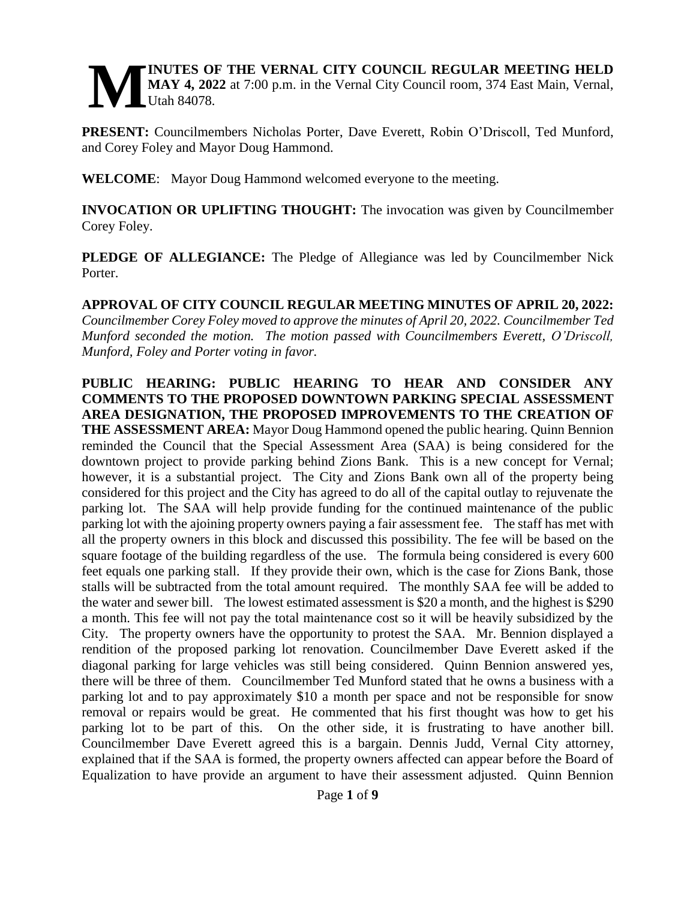**MINUTES OF THE VERNAL CITY COUNCIL REGULAR MEETING HELD MAY 4, 2022** at 7:00 p.m. in the Vernal City Council room, 374 East Main, Vernal, Utah 84078.

**PRESENT:** Councilmembers Nicholas Porter, Dave Everett, Robin O'Driscoll, Ted Munford, and Corey Foley and Mayor Doug Hammond.

**WELCOME**: Mayor Doug Hammond welcomed everyone to the meeting.

**INVOCATION OR UPLIFTING THOUGHT:** The invocation was given by Councilmember Corey Foley.

**PLEDGE OF ALLEGIANCE:** The Pledge of Allegiance was led by Councilmember Nick Porter.

**APPROVAL OF CITY COUNCIL REGULAR MEETING MINUTES OF APRIL 20, 2022:** *Councilmember Corey Foley moved to approve the minutes of April 20, 2022. Councilmember Ted Munford seconded the motion. The motion passed with Councilmembers Everett, O'Driscoll, Munford, Foley and Porter voting in favor.*

**PUBLIC HEARING: PUBLIC HEARING TO HEAR AND CONSIDER ANY COMMENTS TO THE PROPOSED DOWNTOWN PARKING SPECIAL ASSESSMENT AREA DESIGNATION, THE PROPOSED IMPROVEMENTS TO THE CREATION OF THE ASSESSMENT AREA:** Mayor Doug Hammond opened the public hearing. Quinn Bennion reminded the Council that the Special Assessment Area (SAA) is being considered for the downtown project to provide parking behind Zions Bank. This is a new concept for Vernal; however, it is a substantial project. The City and Zions Bank own all of the property being considered for this project and the City has agreed to do all of the capital outlay to rejuvenate the parking lot. The SAA will help provide funding for the continued maintenance of the public parking lot with the ajoining property owners paying a fair assessment fee. The staff has met with all the property owners in this block and discussed this possibility. The fee will be based on the square footage of the building regardless of the use. The formula being considered is every 600 feet equals one parking stall. If they provide their own, which is the case for Zions Bank, those stalls will be subtracted from the total amount required. The monthly SAA fee will be added to the water and sewer bill. The lowest estimated assessment is $20 a month, and the highest is $290 a month. This fee will not pay the total maintenance cost so it will be heavily subsidized by the City. The property owners have the opportunity to protest the SAA. Mr. Bennion displayed a rendition of the proposed parking lot renovation. Councilmember Dave Everett asked if the diagonal parking for large vehicles was still being considered. Quinn Bennion answered yes, there will be three of them. Councilmember Ted Munford stated that he owns a business with a parking lot and to pay approximately $10 a month per space and not be responsible for snow removal or repairs would be great. He commented that his first thought was how to get his parking lot to be part of this. On the other side, it is frustrating to have another bill. Councilmember Dave Everett agreed this is a bargain. Dennis Judd, Vernal City attorney, explained that if the SAA is formed, the property owners affected can appear before the Board of Equalization to have provide an argument to have their assessment adjusted. Quinn Bennion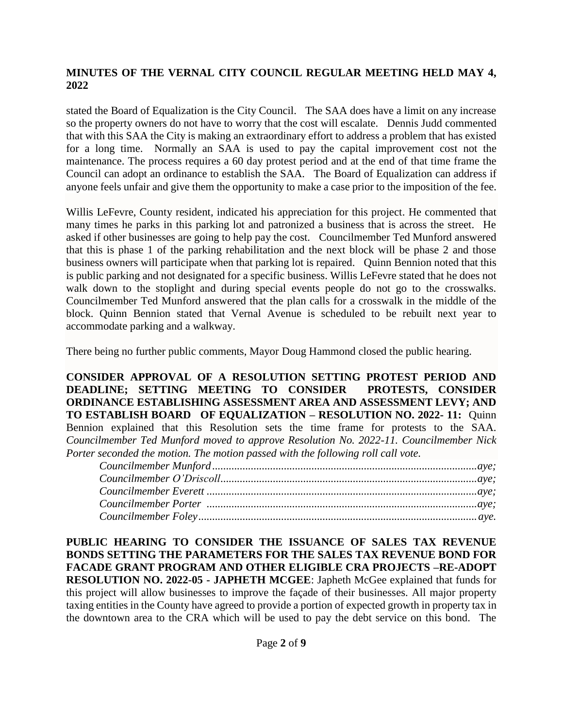stated the Board of Equalization is the City Council. The SAA does have a limit on any increase so the property owners do not have to worry that the cost will escalate. Dennis Judd commented that with this SAA the City is making an extraordinary effort to address a problem that has existed for a long time. Normally an SAA is used to pay the capital improvement cost not the maintenance. The process requires a 60 day protest period and at the end of that time frame the Council can adopt an ordinance to establish the SAA. The Board of Equalization can address if anyone feels unfair and give them the opportunity to make a case prior to the imposition of the fee.

Willis LeFevre, County resident, indicated his appreciation for this project. He commented that many times he parks in this parking lot and patronized a business that is across the street. He asked if other businesses are going to help pay the cost. Councilmember Ted Munford answered that this is phase 1 of the parking rehabilitation and the next block will be phase 2 and those business owners will participate when that parking lot is repaired. Quinn Bennion noted that this is public parking and not designated for a specific business. Willis LeFevre stated that he does not walk down to the stoplight and during special events people do not go to the crosswalks. Councilmember Ted Munford answered that the plan calls for a crosswalk in the middle of the block. Quinn Bennion stated that Vernal Avenue is scheduled to be rebuilt next year to accommodate parking and a walkway.

There being no further public comments, Mayor Doug Hammond closed the public hearing.

**CONSIDER APPROVAL OF A RESOLUTION SETTING PROTEST PERIOD AND DEADLINE; SETTING MEETING TO CONSIDER PROTESTS, CONSIDER ORDINANCE ESTABLISHING ASSESSMENT AREA AND ASSESSMENT LEVY; AND TO ESTABLISH BOARD OF EQUALIZATION – RESOLUTION NO. 2022- 11:** Quinn Bennion explained that this Resolution sets the time frame for protests to the SAA. *Councilmember Ted Munford moved to approve Resolution No. 2022-11. Councilmember Nick Porter seconded the motion. The motion passed with the following roll call vote.*

*Councilmember Munford...............................................aye;*
*Councilmember O'Driscoll............................................aye;*
*Councilmember Everett ...............................................aye;*
*Councilmember Porter ................................................aye;*
*Councilmember Foley..................................................aye.*

**PUBLIC HEARING TO CONSIDER THE ISSUANCE OF SALES TAX REVENUE BONDS SETTING THE PARAMETERS FOR THE SALES TAX REVENUE BOND FOR FACADE GRANT PROGRAM AND OTHER ELIGIBLE CRA PROJECTS –RE-ADOPT RESOLUTION NO. 2022-05 - JAPHETH MCGEE**: Japheth McGee explained that funds for this project will allow businesses to improve the façade of their businesses. All major property taxing entities in the County have agreed to provide a portion of expected growth in property tax in the downtown area to the CRA which will be used to pay the debt service on this bond. The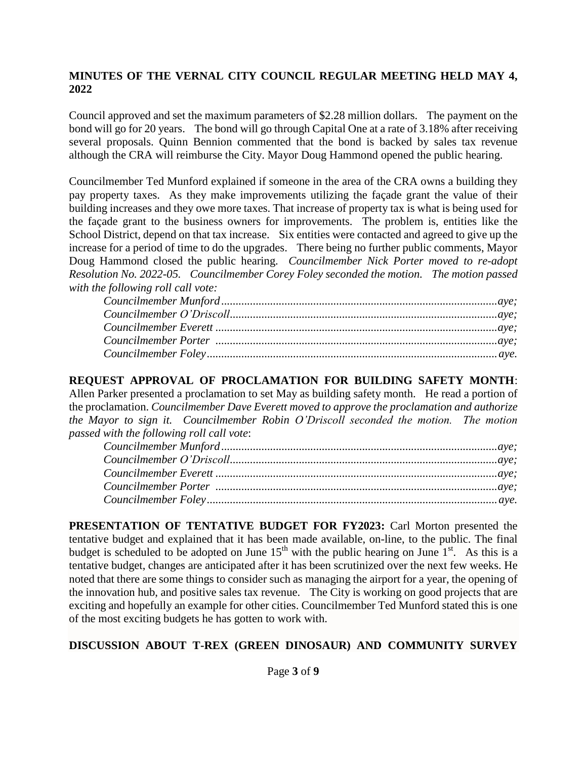**MINUTES OF THE VERNAL CITY COUNCIL REGULAR MEETING HELD MAY 4, 2022**

Council approved and set the maximum parameters of $2.28 million dollars. The payment on the bond will go for 20 years. The bond will go through Capital One at a rate of 3.18% after receiving several proposals. Quinn Bennion commented that the bond is backed by sales tax revenue although the CRA will reimburse the City. Mayor Doug Hammond opened the public hearing.

Councilmember Ted Munford explained if someone in the area of the CRA owns a building they pay property taxes. As they make improvements utilizing the façade grant the value of their building increases and they owe more taxes. That increase of property tax is what is being used for the façade grant to the business owners for improvements. The problem is, entities like the School District, depend on that tax increase. Six entities were contacted and agreed to give up the increase for a period of time to do the upgrades. There being no further public comments, Mayor Doug Hammond closed the public hearing. *Councilmember Nick Porter moved to re-adopt Resolution No. 2022-05. Councilmember Corey Foley seconded the motion. The motion passed with the following roll call vote:*

*Councilmember Munford.................................................aye;*
*Councilmember O'Driscoll.............................................aye;*
*Councilmember Everett..................................................aye;*
*Councilmember Porter....................................................aye;*
*Councilmember Foley.....................................................aye.*

**REQUEST APPROVAL OF PROCLAMATION FOR BUILDING SAFETY MONTH**: Allen Parker presented a proclamation to set May as building safety month. He read a portion of the proclamation. *Councilmember Dave Everett moved to approve the proclamation and authorize the Mayor to sign it. Councilmember Robin O'Driscoll seconded the motion. The motion passed with the following roll call vote*:

*Councilmember Munford.................................................aye;*
*Councilmember O'Driscoll.............................................aye;*
*Councilmember Everett..................................................aye;*
*Councilmember Porter....................................................aye;*
*Councilmember Foley.....................................................aye.*

**PRESENTATION OF TENTATIVE BUDGET FOR FY2023:** Carl Morton presented the tentative budget and explained that it has been made available, on-line, to the public. The final budget is scheduled to be adopted on June 15th with the public hearing on June 1st. As this is a tentative budget, changes are anticipated after it has been scrutinized over the next few weeks. He noted that there are some things to consider such as managing the airport for a year, the opening of the innovation hub, and positive sales tax revenue. The City is working on good projects that are exciting and hopefully an example for other cities. Councilmember Ted Munford stated this is one of the most exciting budgets he has gotten to work with.

**DISCUSSION ABOUT T-REX (GREEN DINOSAUR) AND COMMUNITY SURVEY**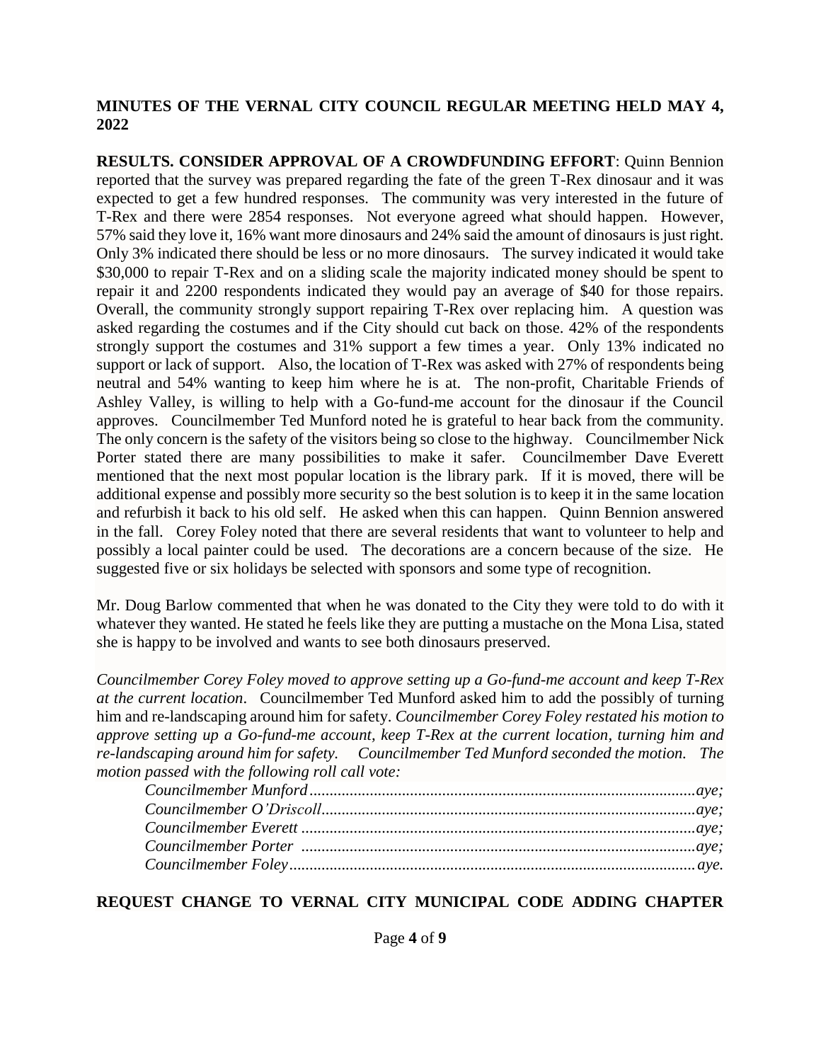**MINUTES OF THE VERNAL CITY COUNCIL REGULAR MEETING HELD MAY 4, 2022**

**RESULTS. CONSIDER APPROVAL OF A CROWDFUNDING EFFORT**: Quinn Bennion reported that the survey was prepared regarding the fate of the green T-Rex dinosaur and it was expected to get a few hundred responses. The community was very interested in the future of T-Rex and there were 2854 responses. Not everyone agreed what should happen. However, 57% said they love it, 16% want more dinosaurs and 24% said the amount of dinosaurs is just right. Only 3% indicated there should be less or no more dinosaurs. The survey indicated it would take $30,000 to repair T-Rex and on a sliding scale the majority indicated money should be spent to repair it and 2200 respondents indicated they would pay an average of $40 for those repairs. Overall, the community strongly support repairing T-Rex over replacing him. A question was asked regarding the costumes and if the City should cut back on those. 42% of the respondents strongly support the costumes and 31% support a few times a year. Only 13% indicated no support or lack of support. Also, the location of T-Rex was asked with 27% of respondents being neutral and 54% wanting to keep him where he is at. The non-profit, Charitable Friends of Ashley Valley, is willing to help with a Go-fund-me account for the dinosaur if the Council approves. Councilmember Ted Munford noted he is grateful to hear back from the community. The only concern is the safety of the visitors being so close to the highway. Councilmember Nick Porter stated there are many possibilities to make it safer. Councilmember Dave Everett mentioned that the next most popular location is the library park. If it is moved, there will be additional expense and possibly more security so the best solution is to keep it in the same location and refurbish it back to his old self. He asked when this can happen. Quinn Bennion answered in the fall. Corey Foley noted that there are several residents that want to volunteer to help and possibly a local painter could be used. The decorations are a concern because of the size. He suggested five or six holidays be selected with sponsors and some type of recognition.

Mr. Doug Barlow commented that when he was donated to the City they were told to do with it whatever they wanted. He stated he feels like they are putting a mustache on the Mona Lisa, stated she is happy to be involved and wants to see both dinosaurs preserved.

*Councilmember Corey Foley moved to approve setting up a Go-fund-me account and keep T-Rex at the current location*. Councilmember Ted Munford asked him to add the possibly of turning him and re-landscaping around him for safety. *Councilmember Corey Foley restated his motion to approve setting up a Go-fund-me account, keep T-Rex at the current location, turning him and re-landscaping around him for safety. Councilmember Ted Munford seconded the motion. The motion passed with the following roll call vote:*

*Councilmember Munford................................................aye;*
*Councilmember O'Driscoll..............................................aye;*
*Councilmember Everett ..................................................aye;*
*Councilmember Porter ..................................................aye;*
*Councilmember Foley.....................................................aye.*

**REQUEST CHANGE TO VERNAL CITY MUNICIPAL CODE ADDING CHAPTER**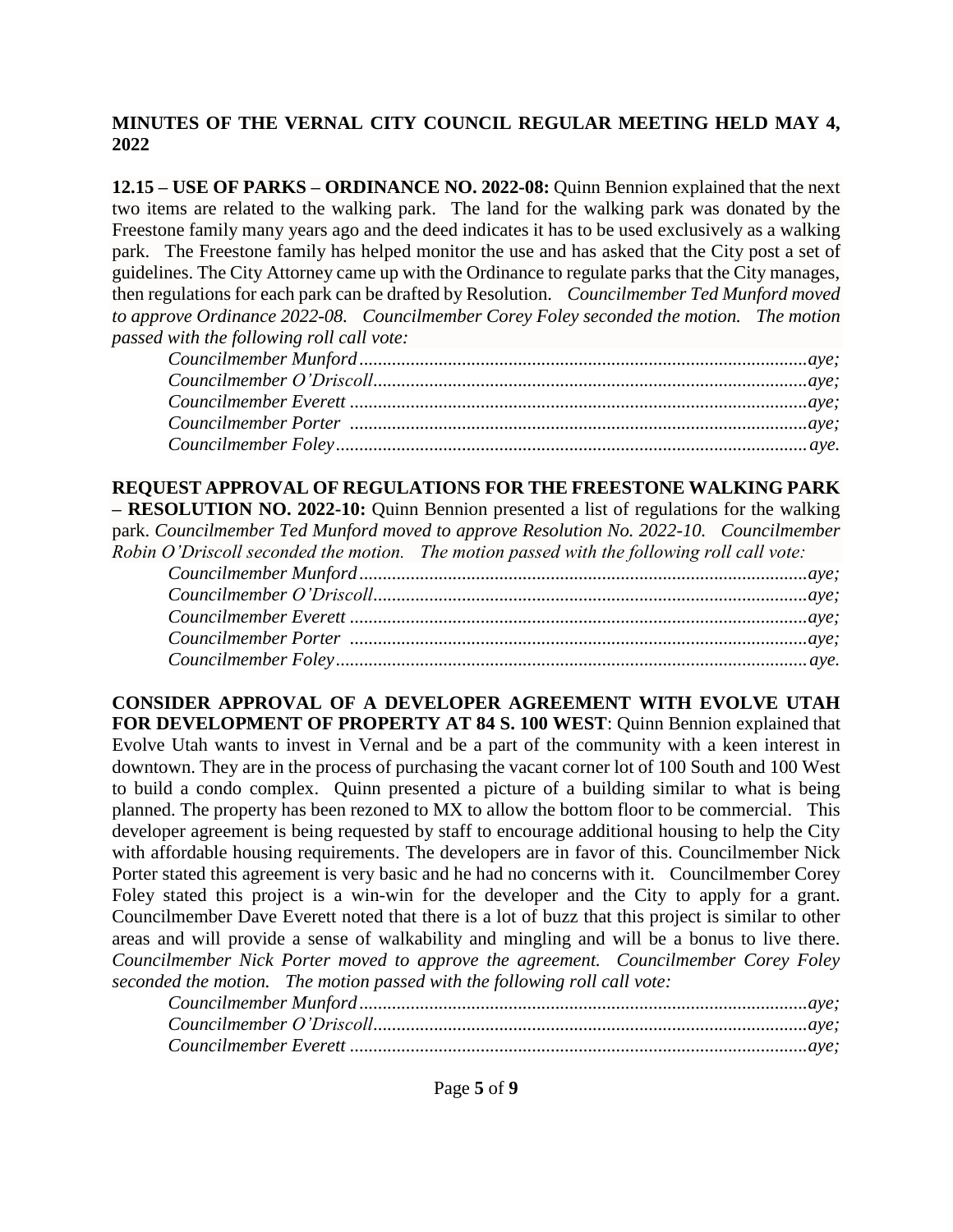**MINUTES OF THE VERNAL CITY COUNCIL REGULAR MEETING HELD MAY 4, 2022**

**12.15 – USE OF PARKS – ORDINANCE NO. 2022-08:** Quinn Bennion explained that the next two items are related to the walking park. The land for the walking park was donated by the Freestone family many years ago and the deed indicates it has to be used exclusively as a walking park. The Freestone family has helped monitor the use and has asked that the City post a set of guidelines. The City Attorney came up with the Ordinance to regulate parks that the City manages, then regulations for each park can be drafted by Resolution. *Councilmember Ted Munford moved to approve Ordinance 2022-08. Councilmember Corey Foley seconded the motion. The motion passed with the following roll call vote:*

*Councilmember Munford................................................................................aye;*
*Councilmember O'Driscoll.............................................................................aye;*
*Councilmember Everett ..................................................................................aye;*
*Councilmember Porter ..................................................................................aye;*
*Councilmember Foley.....................................................................................aye.*

**REQUEST APPROVAL OF REGULATIONS FOR THE FREESTONE WALKING PARK – RESOLUTION NO. 2022-10:** Quinn Bennion presented a list of regulations for the walking park. *Councilmember Ted Munford moved to approve Resolution No. 2022-10. Councilmember Robin O'Driscoll seconded the motion. The motion passed with the following roll call vote:*

*Councilmember Munford................................................................................aye;*
*Councilmember O'Driscoll.............................................................................aye;*
*Councilmember Everett ..................................................................................aye;*
*Councilmember Porter ..................................................................................aye;*
*Councilmember Foley.....................................................................................aye.*

**CONSIDER APPROVAL OF A DEVELOPER AGREEMENT WITH EVOLVE UTAH FOR DEVELOPMENT OF PROPERTY AT 84 S. 100 WEST**: Quinn Bennion explained that Evolve Utah wants to invest in Vernal and be a part of the community with a keen interest in downtown. They are in the process of purchasing the vacant corner lot of 100 South and 100 West to build a condo complex. Quinn presented a picture of a building similar to what is being planned. The property has been rezoned to MX to allow the bottom floor to be commercial. This developer agreement is being requested by staff to encourage additional housing to help the City with affordable housing requirements. The developers are in favor of this. Councilmember Nick Porter stated this agreement is very basic and he had no concerns with it. Councilmember Corey Foley stated this project is a win-win for the developer and the City to apply for a grant. Councilmember Dave Everett noted that there is a lot of buzz that this project is similar to other areas and will provide a sense of walkability and mingling and will be a bonus to live there. *Councilmember Nick Porter moved to approve the agreement. Councilmember Corey Foley seconded the motion. The motion passed with the following roll call vote:*

*Councilmember Munford................................................................................aye;*
*Councilmember O'Driscoll.............................................................................aye;*
*Councilmember Everett ..................................................................................aye;*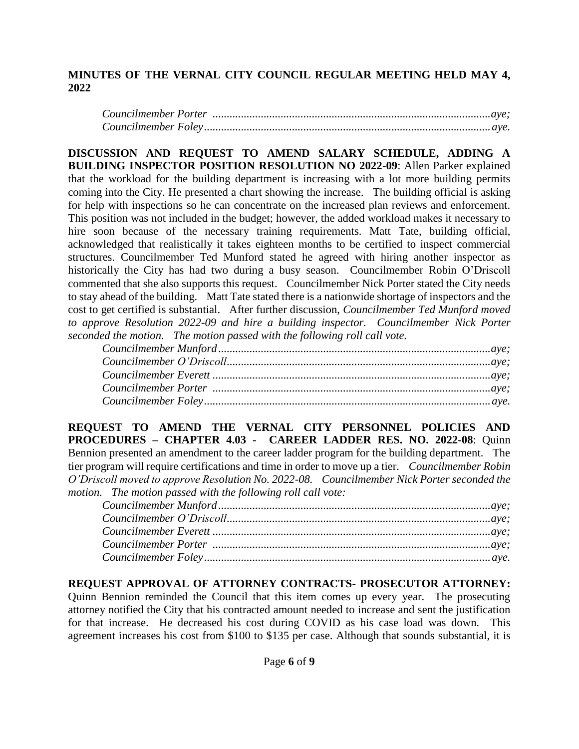*Councilmember Porter ..................................................................................................aye;*
*Councilmember Foley....................................................................................................aye.*

**DISCUSSION AND REQUEST TO AMEND SALARY SCHEDULE, ADDING A BUILDING INSPECTOR POSITION RESOLUTION NO 2022-09**: Allen Parker explained that the workload for the building department is increasing with a lot more building permits coming into the City. He presented a chart showing the increase. The building official is asking for help with inspections so he can concentrate on the increased plan reviews and enforcement. This position was not included in the budget; however, the added workload makes it necessary to hire soon because of the necessary training requirements. Matt Tate, building official, acknowledged that realistically it takes eighteen months to be certified to inspect commercial structures. Councilmember Ted Munford stated he agreed with hiring another inspector as historically the City has had two during a busy season. Councilmember Robin O'Driscoll commented that she also supports this request. Councilmember Nick Porter stated the City needs to stay ahead of the building. Matt Tate stated there is a nationwide shortage of inspectors and the cost to get certified is substantial. After further discussion, *Councilmember Ted Munford moved to approve Resolution 2022-09 and hire a building inspector. Councilmember Nick Porter seconded the motion. The motion passed with the following roll call vote.*

*Councilmember Munford................................................................................................aye;*
*Councilmember O'Driscoll............................................................................................aye;*
*Councilmember Everett .................................................................................................aye;*
*Councilmember Porter ..................................................................................................aye;*
*Councilmember Foley....................................................................................................aye.*

**REQUEST TO AMEND THE VERNAL CITY PERSONNEL POLICIES AND PROCEDURES – CHAPTER 4.03 - CAREER LADDER RES. NO. 2022-08**: Quinn Bennion presented an amendment to the career ladder program for the building department. The tier program will require certifications and time in order to move up a tier. *Councilmember Robin O'Driscoll moved to approve Resolution No. 2022-08. Councilmember Nick Porter seconded the motion. The motion passed with the following roll call vote:*

*Councilmember Munford................................................................................................aye;*
*Councilmember O'Driscoll............................................................................................aye;*
*Councilmember Everett .................................................................................................aye;*
*Councilmember Porter ..................................................................................................aye;*
*Councilmember Foley....................................................................................................aye.*

**REQUEST APPROVAL OF ATTORNEY CONTRACTS- PROSECUTOR ATTORNEY:** Quinn Bennion reminded the Council that this item comes up every year. The prosecuting attorney notified the City that his contracted amount needed to increase and sent the justification for that increase. He decreased his cost during COVID as his case load was down. This agreement increases his cost from $100 to $135 per case. Although that sounds substantial, it is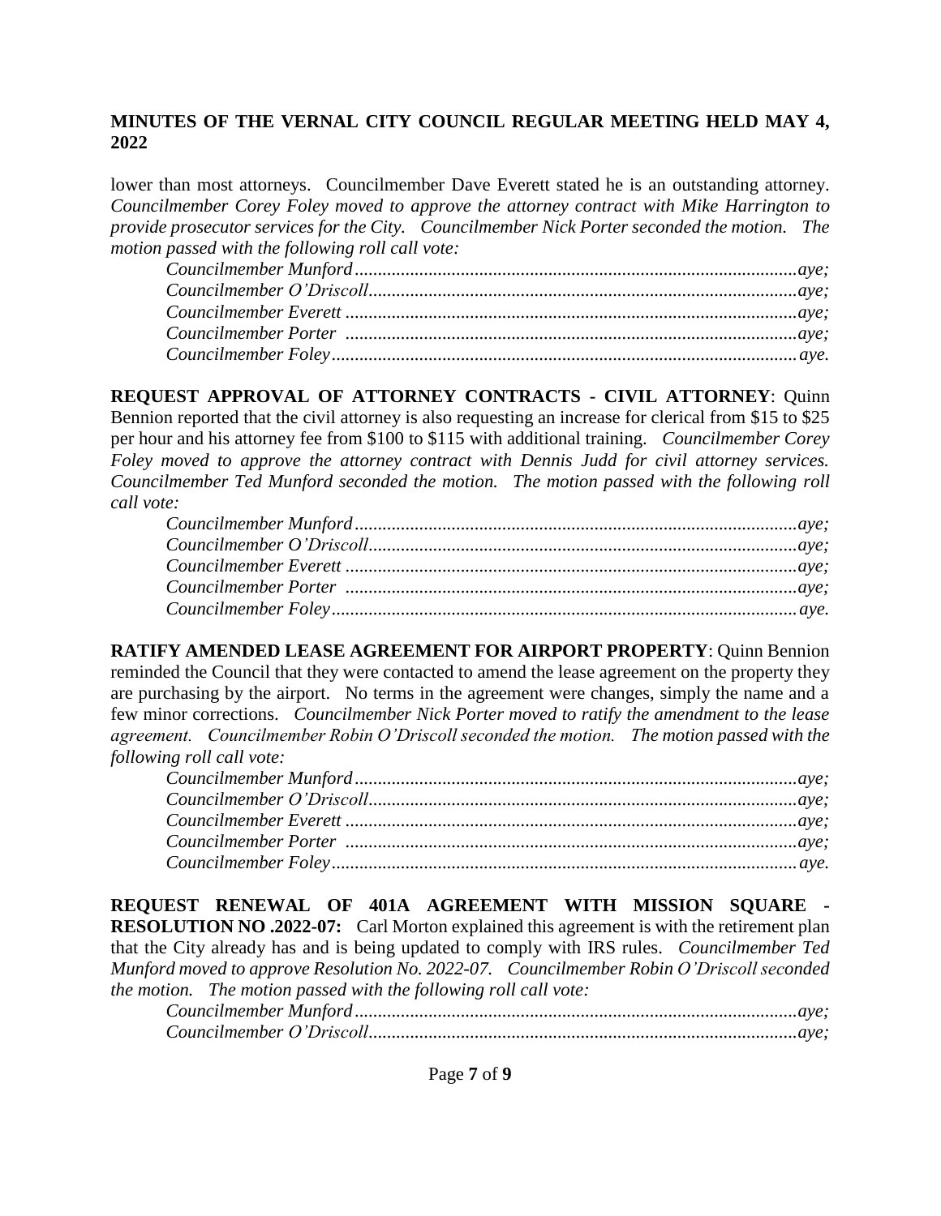lower than most attorneys. Councilmember Dave Everett stated he is an outstanding attorney. *Councilmember Corey Foley moved to approve the attorney contract with Mike Harrington to provide prosecutor services for the City. Councilmember Nick Porter seconded the motion. The motion passed with the following roll call vote:*

*Councilmember Munford.................................................................................................aye;*
*Councilmember O'Driscoll.............................................................................................aye;*
*Councilmember Everett ..................................................................................................aye;*
*Councilmember Porter ..................................................................................................aye;*
*Councilmember Foley.....................................................................................................aye.*

**REQUEST APPROVAL OF ATTORNEY CONTRACTS - CIVIL ATTORNEY**: Quinn Bennion reported that the civil attorney is also requesting an increase for clerical from $15 to $25 per hour and his attorney fee from $100 to $115 with additional training. *Councilmember Corey Foley moved to approve the attorney contract with Dennis Judd for civil attorney services. Councilmember Ted Munford seconded the motion. The motion passed with the following roll call vote:*

*Councilmember Munford.................................................................................................aye;*
*Councilmember O'Driscoll.............................................................................................aye;*
*Councilmember Everett ..................................................................................................aye;*
*Councilmember Porter ..................................................................................................aye;*
*Councilmember Foley.....................................................................................................aye.*

**RATIFY AMENDED LEASE AGREEMENT FOR AIRPORT PROPERTY**: Quinn Bennion reminded the Council that they were contacted to amend the lease agreement on the property they are purchasing by the airport. No terms in the agreement were changes, simply the name and a few minor corrections. *Councilmember Nick Porter moved to ratify the amendment to the lease agreement. Councilmember Robin O'Driscoll seconded the motion. The motion passed with the following roll call vote:*

*Councilmember Munford.................................................................................................aye;*
*Councilmember O'Driscoll.............................................................................................aye;*
*Councilmember Everett ..................................................................................................aye;*
*Councilmember Porter ..................................................................................................aye;*
*Councilmember Foley.....................................................................................................aye.*

**REQUEST RENEWAL OF 401A AGREEMENT WITH MISSION SQUARE - RESOLUTION NO .2022-07:** Carl Morton explained this agreement is with the retirement plan that the City already has and is being updated to comply with IRS rules. *Councilmember Ted Munford moved to approve Resolution No. 2022-07. Councilmember Robin O'Driscoll seconded the motion. The motion passed with the following roll call vote:*

*Councilmember Munford.................................................................................................aye;*
*Councilmember O'Driscoll.............................................................................................aye;*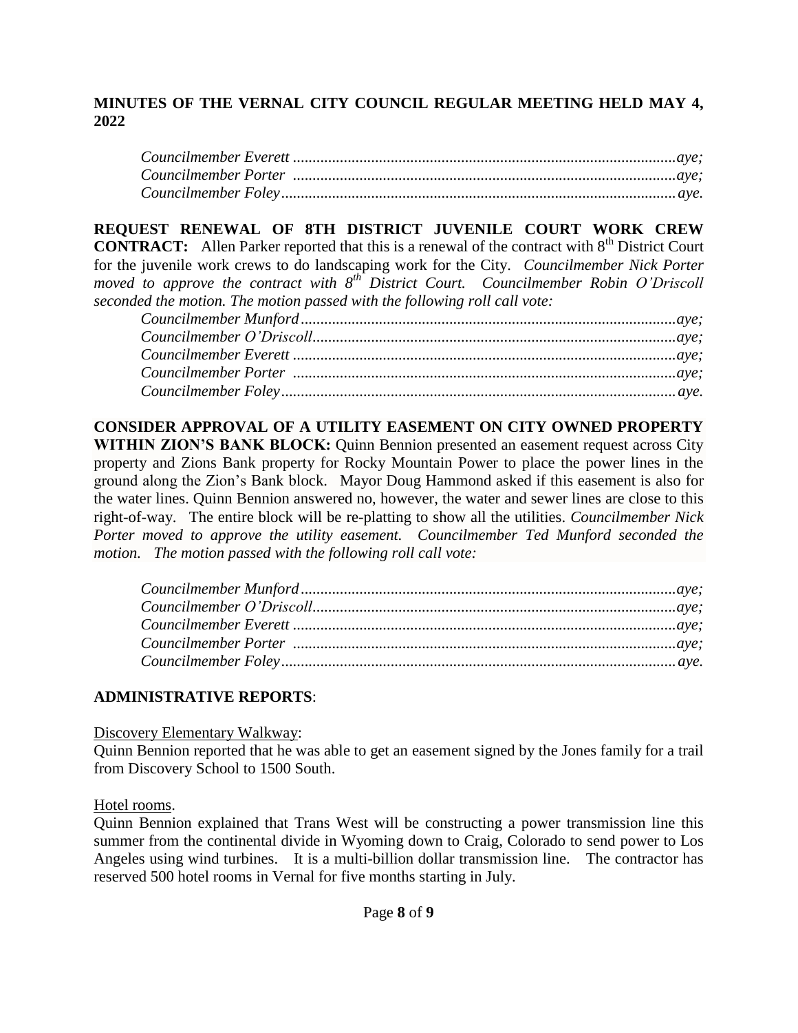*Councilmember Everett ............................................................................................aye;*
*Councilmember Porter ............................................................................................aye;*
*Councilmember Foley..............................................................................................aye.*

**REQUEST RENEWAL OF 8TH DISTRICT JUVENILE COURT WORK CREW CONTRACT:** Allen Parker reported that this is a renewal of the contract with 8th District Court for the juvenile work crews to do landscaping work for the City. *Councilmember Nick Porter moved to approve the contract with 8th District Court. Councilmember Robin O'Driscoll seconded the motion. The motion passed with the following roll call vote:*

*Councilmember Munford..........................................................................................aye;*
*Councilmember O'Driscoll.......................................................................................aye;*
*Councilmember Everett ............................................................................................aye;*
*Councilmember Porter ............................................................................................aye;*
*Councilmember Foley..............................................................................................aye.*

**CONSIDER APPROVAL OF A UTILITY EASEMENT ON CITY OWNED PROPERTY WITHIN ZION'S BANK BLOCK:** Quinn Bennion presented an easement request across City property and Zions Bank property for Rocky Mountain Power to place the power lines in the ground along the Zion's Bank block. Mayor Doug Hammond asked if this easement is also for the water lines. Quinn Bennion answered no, however, the water and sewer lines are close to this right-of-way. The entire block will be re-platting to show all the utilities. *Councilmember Nick Porter moved to approve the utility easement. Councilmember Ted Munford seconded the motion. The motion passed with the following roll call vote:*

*Councilmember Munford..........................................................................................aye;*
*Councilmember O'Driscoll.......................................................................................aye;*
*Councilmember Everett ............................................................................................aye;*
*Councilmember Porter ............................................................................................aye;*
*Councilmember Foley..............................................................................................aye.*

**ADMINISTRATIVE REPORTS**:

Discovery Elementary Walkway:

Quinn Bennion reported that he was able to get an easement signed by the Jones family for a trail from Discovery School to 1500 South.

Hotel rooms.

Quinn Bennion explained that Trans West will be constructing a power transmission line this summer from the continental divide in Wyoming down to Craig, Colorado to send power to Los Angeles using wind turbines. It is a multi-billion dollar transmission line. The contractor has reserved 500 hotel rooms in Vernal for five months starting in July.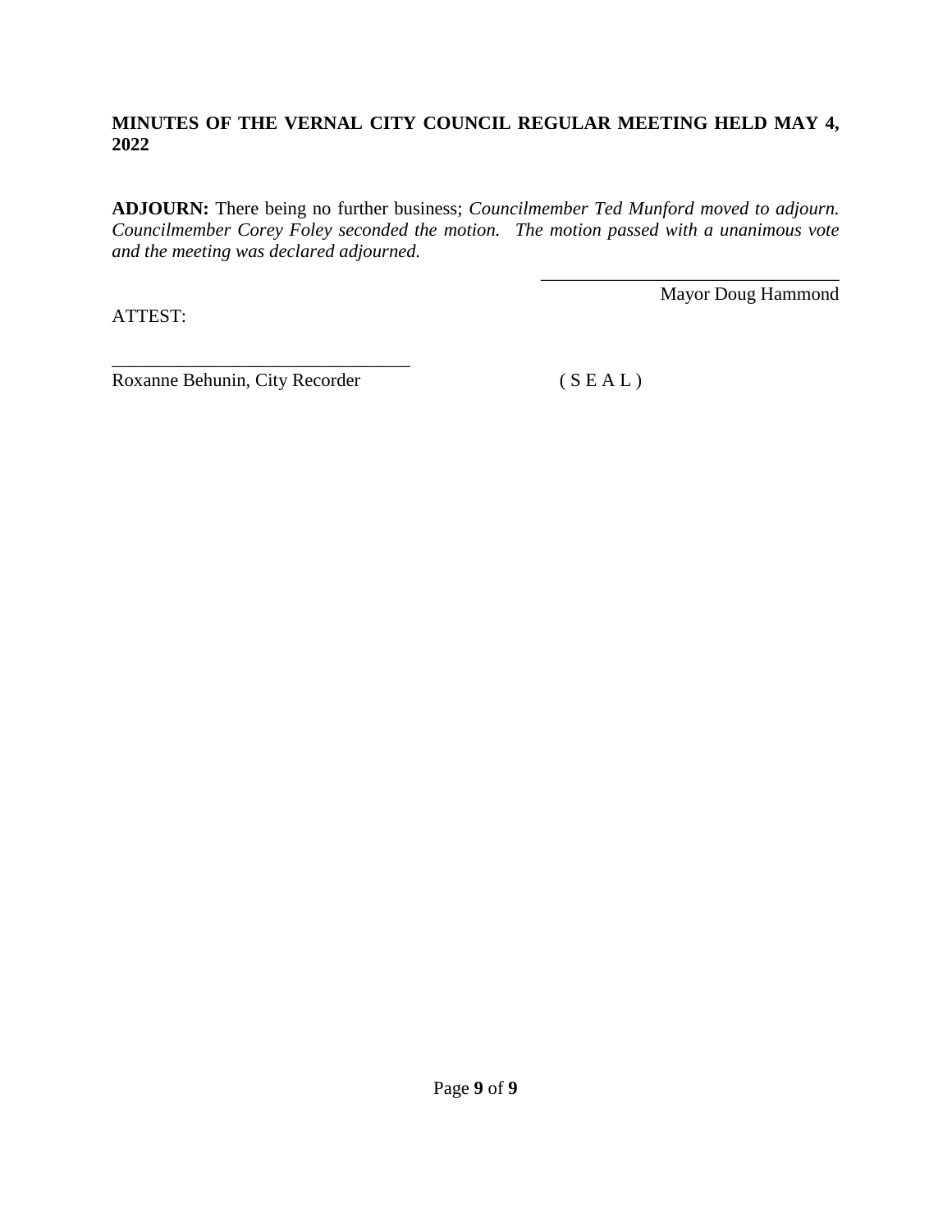**MINUTES OF THE VERNAL CITY COUNCIL REGULAR MEETING HELD MAY 4, 2022**

**ADJOURN:** There being no further business; *Councilmember Ted Munford moved to adjourn. Councilmember Corey Foley seconded the motion. The motion passed with a unanimous vote and the meeting was declared adjourned.*

\_\_\_\_\_\_\_\_\_\_\_\_\_\_\_\_\_\_\_\_\_\_\_\_\_\_\_\_\_\_\_\_
Mayor Doug Hammond

ATTEST:

\_\_\_\_\_\_\_\_\_\_\_\_\_\_\_\_\_\_\_\_\_\_\_\_\_\_\_\_\_\_\_\_
Roxanne Behunin, City Recorder

( S E A L )